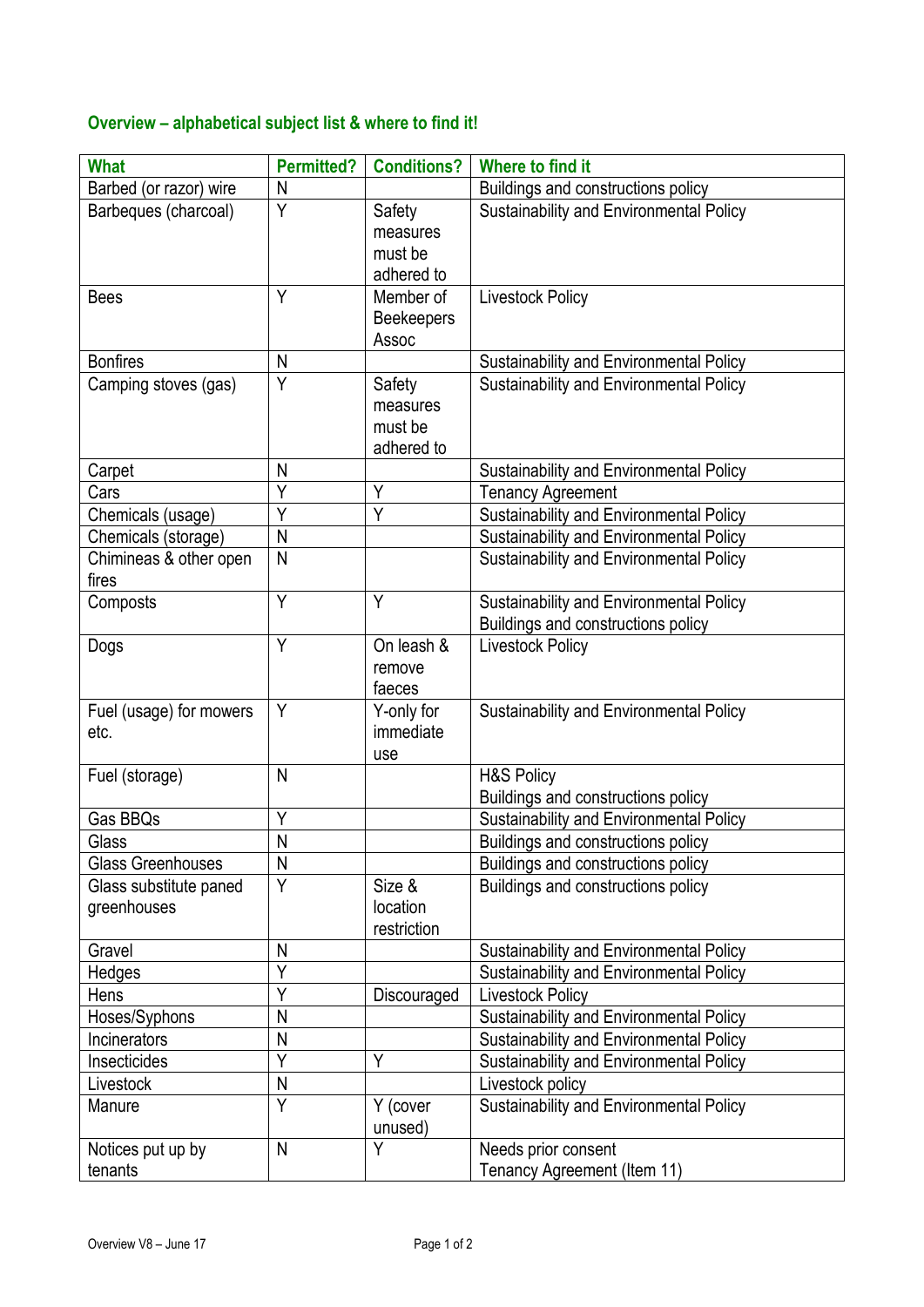### Overview – alphabetical subject list & where to find it!

| What | Permitted? | Conditions? | Where to find it |
|---|---|---|---|
| Barbed (or razor) wire | N | | Buildings and constructions policy |
| Barbeques (charcoal) | Y | Safety measures must be adhered to | Sustainability and Environmental Policy |
| Bees | Y | Member of Beekeepers Assoc | Livestock Policy |
| Bonfires | N | | Sustainability and Environmental Policy |
| Camping stoves (gas) | Y | Safety measures must be adhered to | Sustainability and Environmental Policy |
| Carpet | N | | Sustainability and Environmental Policy |
| Cars | Y | Y | Tenancy Agreement |
| Chemicals (usage) | Y | Y | Sustainability and Environmental Policy |
| Chemicals (storage) | N | | Sustainability and Environmental Policy |
| Chimineas & other open fires | N | | Sustainability and Environmental Policy |
| Composts | Y | Y | Sustainability and Environmental Policy<br>Buildings and constructions policy |
| Dogs | Y | On leash & remove faeces | Livestock Policy |
| Fuel (usage) for mowers etc. | Y | Y-only for immediate use | Sustainability and Environmental Policy |
| Fuel (storage) | N | | H&S Policy<br>Buildings and constructions policy |
| Gas BBQs | Y | | Sustainability and Environmental Policy |
| Glass | N | | Buildings and constructions policy |
| Glass Greenhouses | N | | Buildings and constructions policy |
| Glass substitute paned greenhouses | Y | Size & location restriction | Buildings and constructions policy |
| Gravel | N | | Sustainability and Environmental Policy |
| Hedges | Y | | Sustainability and Environmental Policy |
| Hens | Y | Discouraged | Livestock Policy |
| Hoses/Syphons | N | | Sustainability and Environmental Policy |
| Incinerators | N | | Sustainability and Environmental Policy |
| Insecticides | Y | Y | Sustainability and Environmental Policy |
| Livestock | N | | Livestock policy |
| Manure | Y | Y (cover unused) | Sustainability and Environmental Policy |
| Notices put up by tenants | N | Y | Needs prior consent<br>Tenancy Agreement (Item 11) |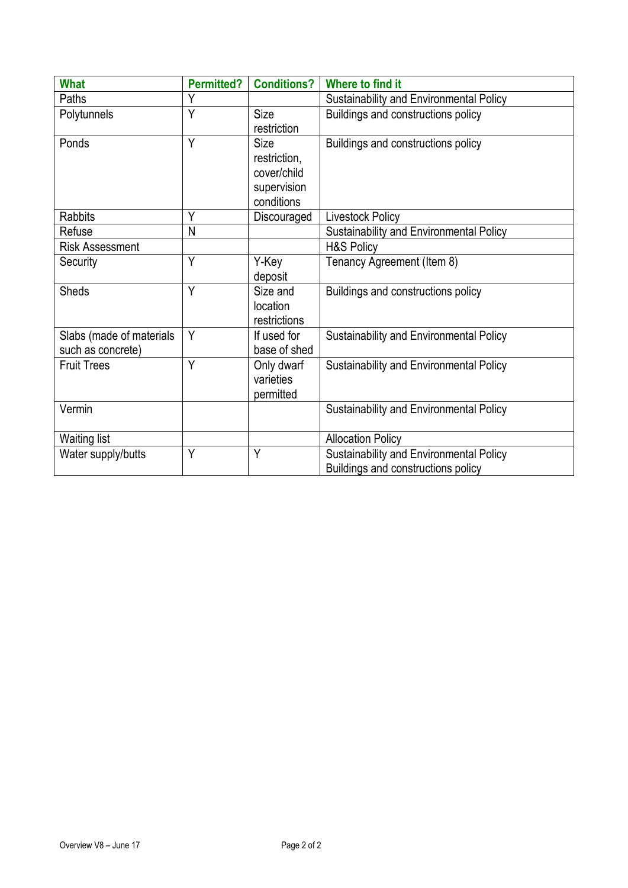| What | Permitted? | Conditions? | Where to find it |
|---|---|---|---|
| Paths | Y | | Sustainability and Environmental Policy |
| Polytunnels | Y | Size restriction | Buildings and constructions policy |
| Ponds | Y | Size restriction, cover/child supervision conditions | Buildings and constructions policy |
| Rabbits | Y | Discouraged | Livestock Policy |
| Refuse | N | | Sustainability and Environmental Policy |
| Risk Assessment | | | H&S Policy |
| Security | Y | Y-Key deposit | Tenancy Agreement (Item 8) |
| Sheds | Y | Size and location restrictions | Buildings and constructions policy |
| Slabs (made of materials such as concrete) | Y | If used for base of shed | Sustainability and Environmental Policy |
| Fruit Trees | Y | Only dwarf varieties permitted | Sustainability and Environmental Policy |
| Vermin | | | Sustainability and Environmental Policy |
| Waiting list | | | Allocation Policy |
| Water supply/butts | Y | Y | Sustainability and Environmental Policy<br>Buildings and constructions policy |